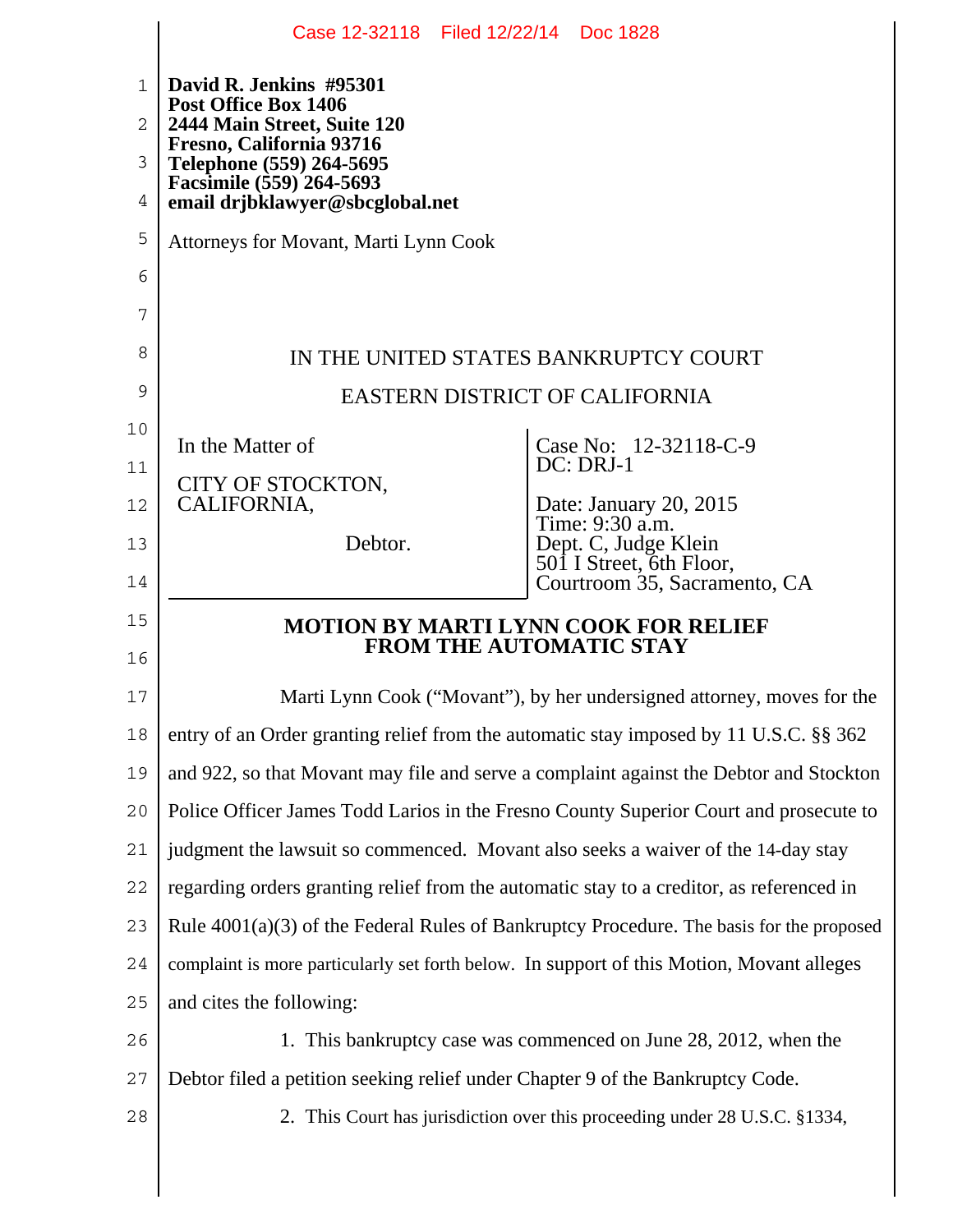**David R. Jenkins #95301**
**Post Office Box 1406**
**2444 Main Street, Suite 120**
**Fresno, California 93716**
**Telephone (559) 264-5695**
**Facsimile (559) 264-5693**
**email drjbklawyer@sbcglobal.net**

Attorneys for Movant, Marti Lynn Cook

IN THE UNITED STATES BANKRUPTCY COURT

EASTERN DISTRICT OF CALIFORNIA

| | |
|---|---|
| In the Matter of<br><br>CITY OF STOCKTON, CALIFORNIA,<br><br>Debtor. | Case No: 12-32118-C-9<br>DC: DRJ-1<br><br>Date: January 20, 2015<br>Time: 9:30 a.m.<br>Dept. C, Judge Klein<br>501 I Street, 6th Floor,<br>Courtroom 35, Sacramento, CA |

## MOTION BY MARTI LYNN COOK FOR RELIEF FROM THE AUTOMATIC STAY

Marti Lynn Cook ("Movant"), by her undersigned attorney, moves for the entry of an Order granting relief from the automatic stay imposed by 11 U.S.C. §§ 362 and 922, so that Movant may file and serve a complaint against the Debtor and Stockton Police Officer James Todd Larios in the Fresno County Superior Court and prosecute to judgment the lawsuit so commenced. Movant also seeks a waiver of the 14-day stay regarding orders granting relief from the automatic stay to a creditor, as referenced in Rule 4001(a)(3) of the Federal Rules of Bankruptcy Procedure. The basis for the proposed complaint is more particularly set forth below. In support of this Motion, Movant alleges and cites the following:

1. This bankruptcy case was commenced on June 28, 2012, when the Debtor filed a petition seeking relief under Chapter 9 of the Bankruptcy Code.

2. This Court has jurisdiction over this proceeding under 28 U.S.C. §1334,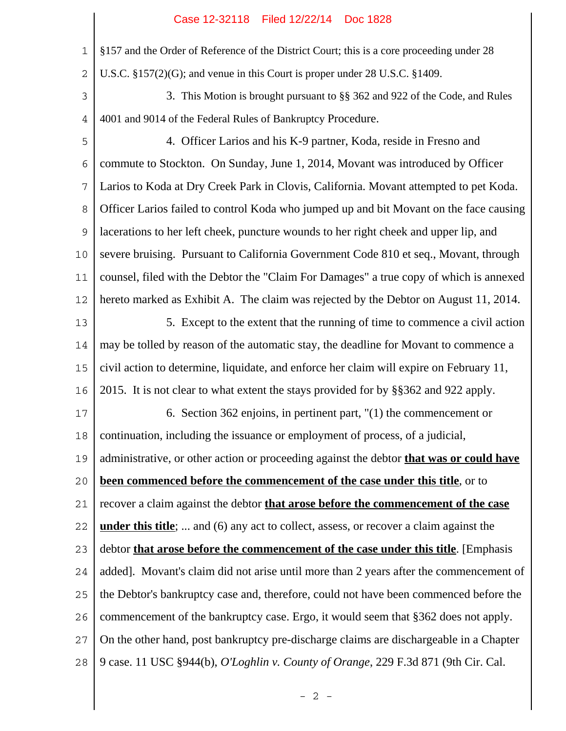§157 and the Order of Reference of the District Court; this is a core proceeding under 28 U.S.C. §157(2)(G); and venue in this Court is proper under 28 U.S.C. §1409.

3. This Motion is brought pursuant to §§ 362 and 922 of the Code, and Rules 4001 and 9014 of the Federal Rules of Bankruptcy Procedure.

4. Officer Larios and his K-9 partner, Koda, reside in Fresno and commute to Stockton. On Sunday, June 1, 2014, Movant was introduced by Officer Larios to Koda at Dry Creek Park in Clovis, California. Movant attempted to pet Koda. Officer Larios failed to control Koda who jumped up and bit Movant on the face causing lacerations to her left cheek, puncture wounds to her right cheek and upper lip, and severe bruising. Pursuant to California Government Code 810 et seq., Movant, through counsel, filed with the Debtor the "Claim For Damages" a true copy of which is annexed hereto marked as Exhibit A. The claim was rejected by the Debtor on August 11, 2014.

5. Except to the extent that the running of time to commence a civil action may be tolled by reason of the automatic stay, the deadline for Movant to commence a civil action to determine, liquidate, and enforce her claim will expire on February 11, 2015. It is not clear to what extent the stays provided for by §§362 and 922 apply.

6. Section 362 enjoins, in pertinent part, "(1) the commencement or continuation, including the issuance or employment of process, of a judicial, administrative, or other action or proceeding against the debtor **that was or could have been commenced before the commencement of the case under this title**, or to recover a claim against the debtor **that arose before the commencement of the case under this title**; ... and (6) any act to collect, assess, or recover a claim against the debtor **that arose before the commencement of the case under this title**. [Emphasis added]. Movant's claim did not arise until more than 2 years after the commencement of the Debtor's bankruptcy case and, therefore, could not have been commenced before the commencement of the bankruptcy case. Ergo, it would seem that §362 does not apply. On the other hand, post bankruptcy pre-discharge claims are dischargeable in a Chapter 9 case. 11 USC §944(b), *O'Loghlin v. County of Orange*, 229 F.3d 871 (9th Cir. Cal.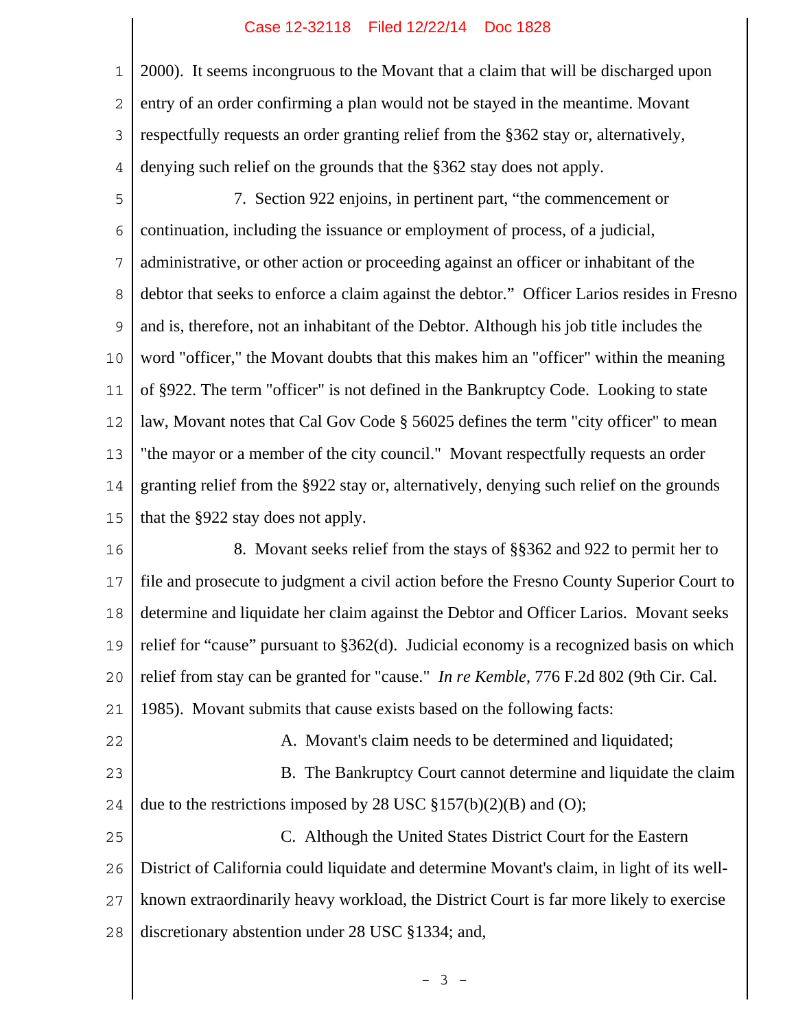2000). It seems incongruous to the Movant that a claim that will be discharged upon entry of an order confirming a plan would not be stayed in the meantime. Movant respectfully requests an order granting relief from the §362 stay or, alternatively, denying such relief on the grounds that the §362 stay does not apply.

7. Section 922 enjoins, in pertinent part, "the commencement or continuation, including the issuance or employment of process, of a judicial, administrative, or other action or proceeding against an officer or inhabitant of the debtor that seeks to enforce a claim against the debtor." Officer Larios resides in Fresno and is, therefore, not an inhabitant of the Debtor. Although his job title includes the word "officer," the Movant doubts that this makes him an "officer" within the meaning of §922. The term "officer" is not defined in the Bankruptcy Code. Looking to state law, Movant notes that Cal Gov Code § 56025 defines the term "city officer" to mean "the mayor or a member of the city council." Movant respectfully requests an order granting relief from the §922 stay or, alternatively, denying such relief on the grounds that the §922 stay does not apply.

8. Movant seeks relief from the stays of §§362 and 922 to permit her to file and prosecute to judgment a civil action before the Fresno County Superior Court to determine and liquidate her claim against the Debtor and Officer Larios. Movant seeks relief for "cause" pursuant to §362(d). Judicial economy is a recognized basis on which relief from stay can be granted for "cause." *In re Kemble*, 776 F.2d 802 (9th Cir. Cal. 1985). Movant submits that cause exists based on the following facts:

A. Movant's claim needs to be determined and liquidated;

B. The Bankruptcy Court cannot determine and liquidate the claim due to the restrictions imposed by 28 USC §157(b)(2)(B) and (O);

C. Although the United States District Court for the Eastern District of California could liquidate and determine Movant's claim, in light of its well-known extraordinarily heavy workload, the District Court is far more likely to exercise discretionary abstention under 28 USC §1334; and,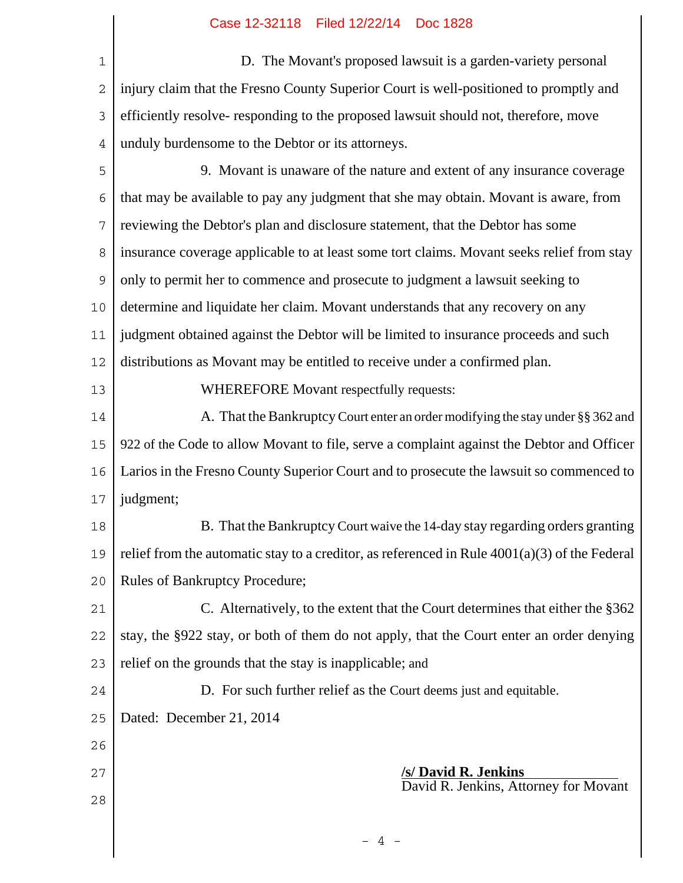D. The Movant's proposed lawsuit is a garden-variety personal injury claim that the Fresno County Superior Court is well-positioned to promptly and efficiently resolve- responding to the proposed lawsuit should not, therefore, move unduly burdensome to the Debtor or its attorneys.

9. Movant is unaware of the nature and extent of any insurance coverage that may be available to pay any judgment that she may obtain. Movant is aware, from reviewing the Debtor's plan and disclosure statement, that the Debtor has some insurance coverage applicable to at least some tort claims. Movant seeks relief from stay only to permit her to commence and prosecute to judgment a lawsuit seeking to determine and liquidate her claim. Movant understands that any recovery on any judgment obtained against the Debtor will be limited to insurance proceeds and such distributions as Movant may be entitled to receive under a confirmed plan.

WHEREFORE Movant respectfully requests:

A. That the Bankruptcy Court enter an order modifying the stay under §§ 362 and 922 of the Code to allow Movant to file, serve a complaint against the Debtor and Officer Larios in the Fresno County Superior Court and to prosecute the lawsuit so commenced to judgment;

B. That the Bankruptcy Court waive the 14-day stay regarding orders granting relief from the automatic stay to a creditor, as referenced in Rule 4001(a)(3) of the Federal Rules of Bankruptcy Procedure;

C. Alternatively, to the extent that the Court determines that either the §362 stay, the §922 stay, or both of them do not apply, that the Court enter an order denying relief on the grounds that the stay is inapplicable; and

D. For such further relief as the Court deems just and equitable.

Dated: December 21, 2014

**/s/ David R. Jenkins**
David R. Jenkins, Attorney for Movant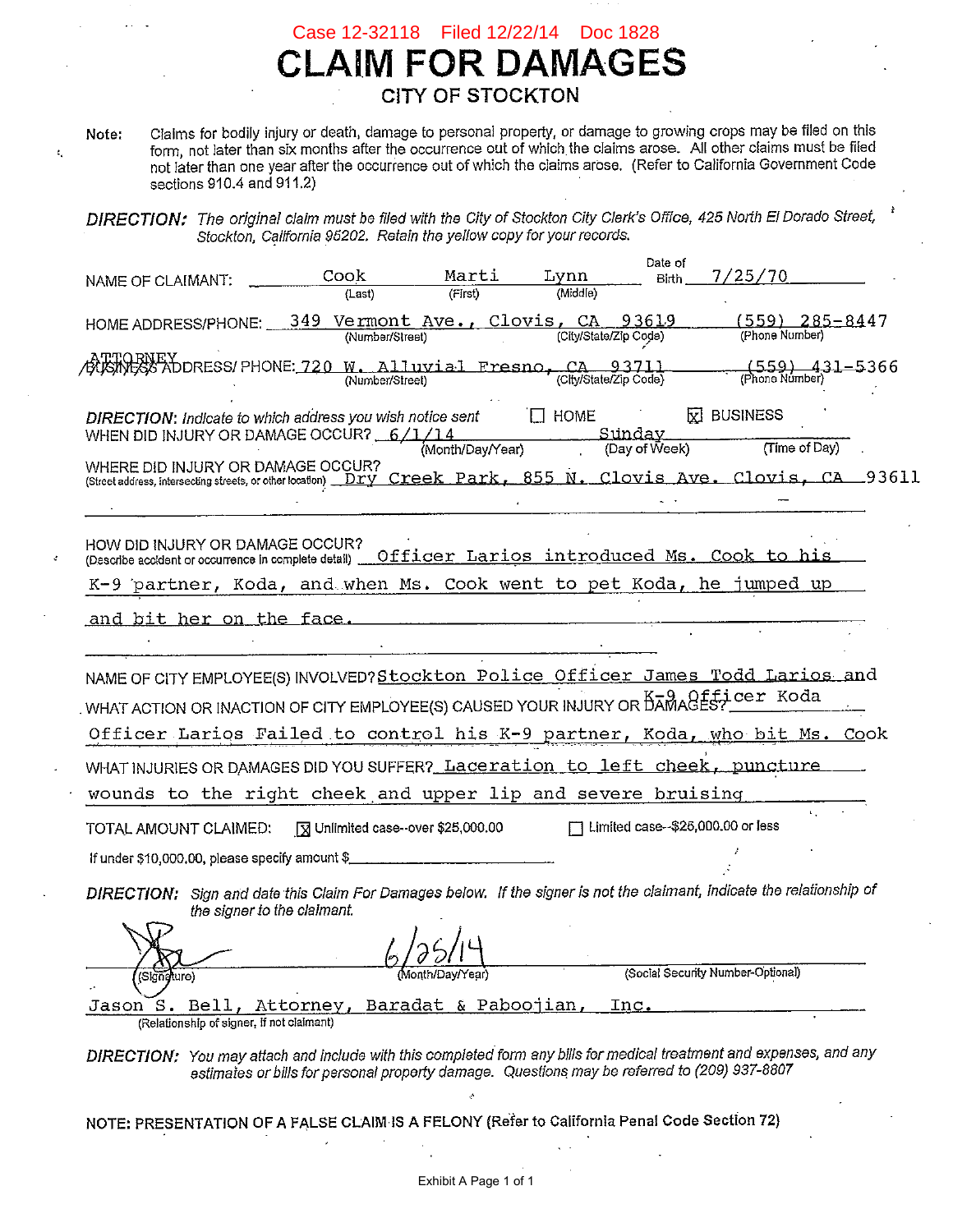Case 12-32118 Filed 12/22/14 Doc 1828

# CLAIM FOR DAMAGES

## CITY OF STOCKTON

**Note:** Claims for bodily injury or death, damage to personal property, or damage to growing crops may be filed on this form, not later than six months after the occurrence out of which the claims arose. All other claims must be filed not later than one year after the occurrence out of which the claims arose. (Refer to California Government Code sections 910.4 and 911.2)

***DIRECTION:*** *The original claim must be filed with the City of Stockton City Clerk's Office, 425 North El Dorado Street, Stockton, California 95202. Retain the yellow copy for your records.*

NAME OF CLAIMANT: Cook (Last) Marti (First) Lynn (Middle) Date of Birth 7/25/70

HOME ADDRESS/PHONE: 349 Vermont Ave., (Number/Street) Clovis, CA 93619 (City/State/Zip Code) (559) 285-8447 (Phone Number)

~~BUSINESS~~ ATTORNEY ADDRESS/ PHONE: 720 W. Alluvial (Number/Street) Fresno, CA 93711 (City/State/Zip Code) (559) 431-5366 (Phone Number)

***DIRECTION:*** *Indicate to which address you wish notice sent* ☐ HOME ☒ BUSINESS

WHEN DID INJURY OR DAMAGE OCCUR? 6/1/14 (Month/Day/Year) Sunday (Day of Week) (Time of Day)

WHERE DID INJURY OR DAMAGE OCCUR? (Street address, intersecting streets, or other location) Dry Creek Park, 855 N. Clovis Ave. Clovis, CA 93611

HOW DID INJURY OR DAMAGE OCCUR? (Describe accident or occurrence in complete detail) Officer Larios introduced Ms. Cook to his K-9 partner, Koda, and when Ms. Cook went to pet Koda, he jumped up and bit her on the face.

NAME OF CITY EMPLOYEE(S) INVOLVED? Stockton Police Officer James Todd Larios and K-9 Officer Koda

WHAT ACTION OR INACTION OF CITY EMPLOYEE(S) CAUSED YOUR INJURY OR DAMAGES? Officer Larios Failed to control his K-9 partner, Koda, who bit Ms. Cook

WHAT INJURIES OR DAMAGES DID YOU SUFFER? Laceration to left cheek, puncture wounds to the right cheek and upper lip and severe bruising

TOTAL AMOUNT CLAIMED: ☒ Unlimited case--over $25,000.00 ☐ Limited case--$25,000.00 or less

If under $10,000.00, please specify amount $

***DIRECTION:*** *Sign and date this Claim For Damages below. If the signer is not the claimant, indicate the relationship of the signer to the claimant.*

[Signature] (Signature) 6/25/14 (Month/Day/Year) (Social Security Number-Optional)

Jason S. Bell, Attorney, Baradat & Paboojian, Inc.
(Relationship of signer, if not claimant)

***DIRECTION:*** *You may attach and include with this completed form any bills for medical treatment and expenses, and any estimates or bills for personal property damage. Questions may be referred to (209) 937-8807*

**NOTE: PRESENTATION OF A FALSE CLAIM IS A FELONY (Refer to California Penal Code Section 72)**

Exhibit A Page 1 of 1